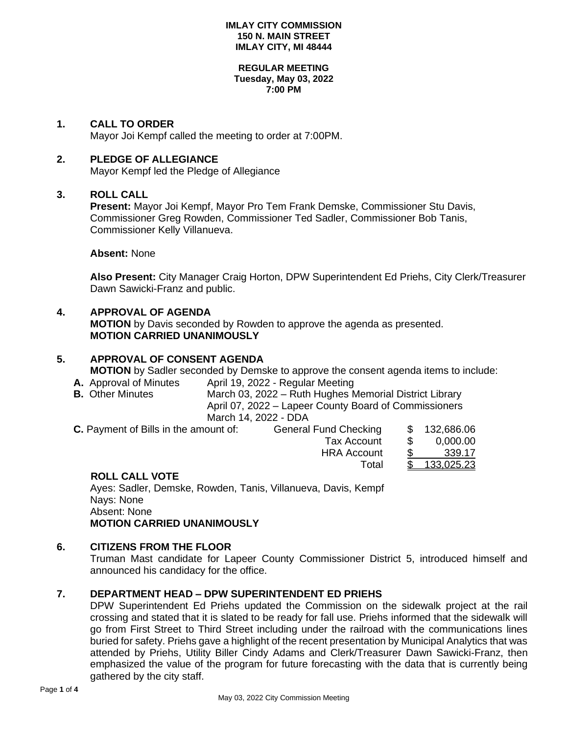**IMLAY CITY COMMISSION**
**150 N. MAIN STREET**
**IMLAY CITY, MI 48444**

**REGULAR MEETING**
**Tuesday, May 03, 2022**
**7:00 PM**

## 1. CALL TO ORDER

Mayor Joi Kempf called the meeting to order at 7:00PM.

## 2. PLEDGE OF ALLEGIANCE

Mayor Kempf led the Pledge of Allegiance

## 3. ROLL CALL

**Present:** Mayor Joi Kempf, Mayor Pro Tem Frank Demske, Commissioner Stu Davis, Commissioner Greg Rowden, Commissioner Ted Sadler, Commissioner Bob Tanis, Commissioner Kelly Villanueva.

**Absent:** None

**Also Present:** City Manager Craig Horton, DPW Superintendent Ed Priehs, City Clerk/Treasurer Dawn Sawicki-Franz and public.

## 4. APPROVAL OF AGENDA

**MOTION** by Davis seconded by Rowden to approve the agenda as presented.
**MOTION CARRIED UNANIMOUSLY**

## 5. APPROVAL OF CONSENT AGENDA

**MOTION** by Sadler seconded by Demske to approve the consent agenda items to include:

**A.** Approval of Minutes — April 19, 2022 - Regular Meeting

**B.** Other Minutes — March 03, 2022 – Ruth Hughes Memorial District Library
April 07, 2022 – Lapeer County Board of Commissioners
March 14, 2022 - DDA

**C.** Payment of Bills in the amount of:

| | | |
|---|---|---|
| General Fund Checking | $ | 132,686.06 |
| Tax Account | $ | 0,000.00 |
| HRA Account | $ | 339.17 |
| Total | $ | 133,025.23 |

**ROLL CALL VOTE**
Ayes: Sadler, Demske, Rowden, Tanis, Villanueva, Davis, Kempf
Nays: None
Absent: None
**MOTION CARRIED UNANIMOUSLY**

## 6. CITIZENS FROM THE FLOOR

Truman Mast candidate for Lapeer County Commissioner District 5, introduced himself and announced his candidacy for the office.

## 7. DEPARTMENT HEAD – DPW SUPERINTENDENT ED PRIEHS

DPW Superintendent Ed Priehs updated the Commission on the sidewalk project at the rail crossing and stated that it is slated to be ready for fall use. Priehs informed that the sidewalk will go from First Street to Third Street including under the railroad with the communications lines buried for safety. Priehs gave a highlight of the recent presentation by Municipal Analytics that was attended by Priehs, Utility Biller Cindy Adams and Clerk/Treasurer Dawn Sawicki-Franz, then emphasized the value of the program for future forecasting with the data that is currently being gathered by the city staff.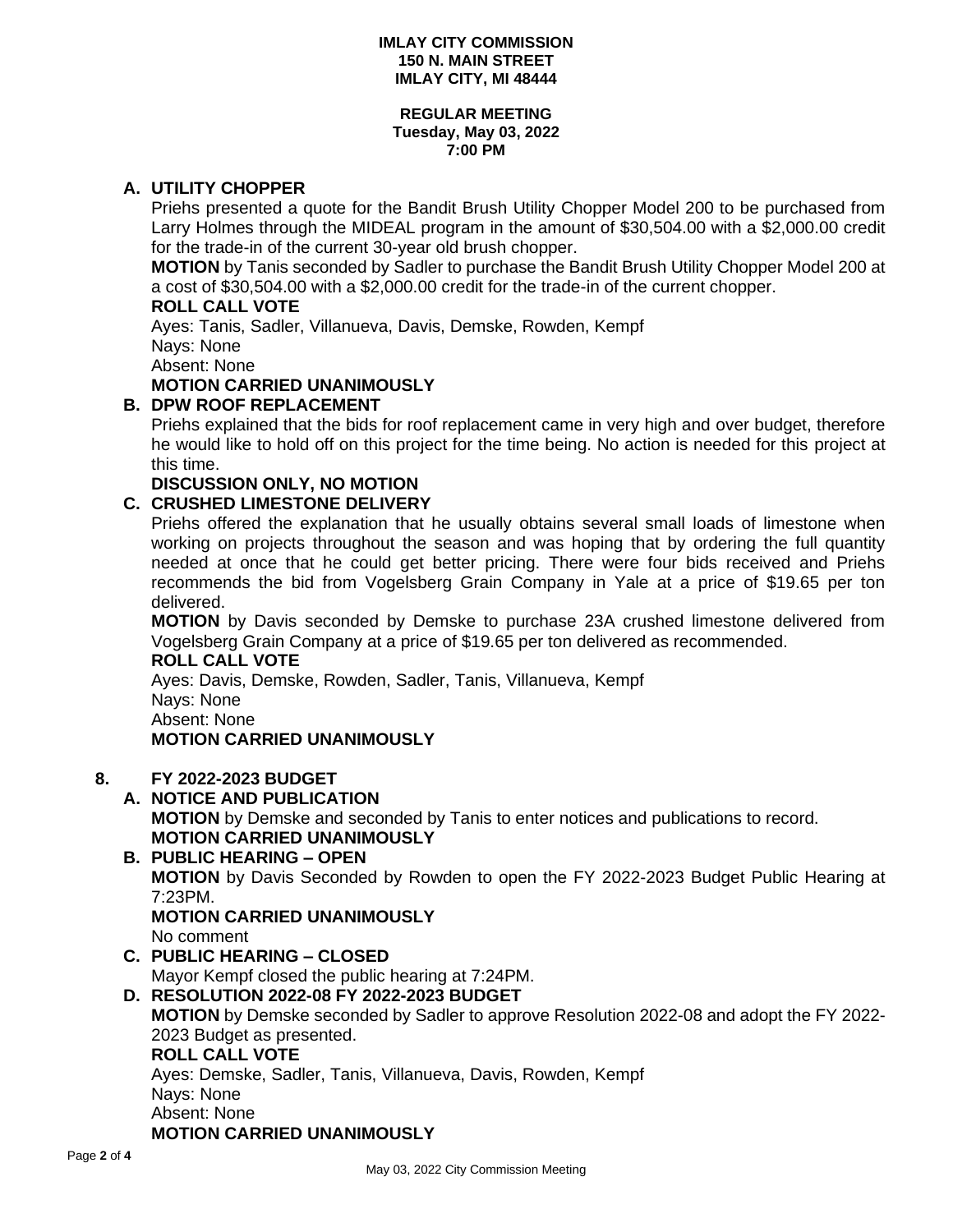**IMLAY CITY COMMISSION**
**150 N. MAIN STREET**
**IMLAY CITY, MI 48444**

**REGULAR MEETING**
**Tuesday, May 03, 2022**
**7:00 PM**

**A. UTILITY CHOPPER**

Priehs presented a quote for the Bandit Brush Utility Chopper Model 200 to be purchased from Larry Holmes through the MIDEAL program in the amount of $30,504.00 with a $2,000.00 credit for the trade-in of the current 30-year old brush chopper.

**MOTION** by Tanis seconded by Sadler to purchase the Bandit Brush Utility Chopper Model 200 at a cost of $30,504.00 with a $2,000.00 credit for the trade-in of the current chopper.

**ROLL CALL VOTE**

Ayes: Tanis, Sadler, Villanueva, Davis, Demske, Rowden, Kempf
Nays: None
Absent: None

**MOTION CARRIED UNANIMOUSLY**

**B. DPW ROOF REPLACEMENT**

Priehs explained that the bids for roof replacement came in very high and over budget, therefore he would like to hold off on this project for the time being. No action is needed for this project at this time.

**DISCUSSION ONLY, NO MOTION**

**C. CRUSHED LIMESTONE DELIVERY**

Priehs offered the explanation that he usually obtains several small loads of limestone when working on projects throughout the season and was hoping that by ordering the full quantity needed at once that he could get better pricing. There were four bids received and Priehs recommends the bid from Vogelsberg Grain Company in Yale at a price of $19.65 per ton delivered.

**MOTION** by Davis seconded by Demske to purchase 23A crushed limestone delivered from Vogelsberg Grain Company at a price of $19.65 per ton delivered as recommended.

**ROLL CALL VOTE**

Ayes: Davis, Demske, Rowden, Sadler, Tanis, Villanueva, Kempf
Nays: None
Absent: None

**MOTION CARRIED UNANIMOUSLY**

**8. FY 2022-2023 BUDGET**

**A. NOTICE AND PUBLICATION**

**MOTION** by Demske and seconded by Tanis to enter notices and publications to record.

**MOTION CARRIED UNANIMOUSLY**

**B. PUBLIC HEARING – OPEN**

**MOTION** by Davis Seconded by Rowden to open the FY 2022-2023 Budget Public Hearing at 7:23PM.

**MOTION CARRIED UNANIMOUSLY**

No comment

**C. PUBLIC HEARING – CLOSED**

Mayor Kempf closed the public hearing at 7:24PM.

**D. RESOLUTION 2022-08 FY 2022-2023 BUDGET**

**MOTION** by Demske seconded by Sadler to approve Resolution 2022-08 and adopt the FY 2022-2023 Budget as presented.

**ROLL CALL VOTE**

Ayes: Demske, Sadler, Tanis, Villanueva, Davis, Rowden, Kempf
Nays: None
Absent: None

**MOTION CARRIED UNANIMOUSLY**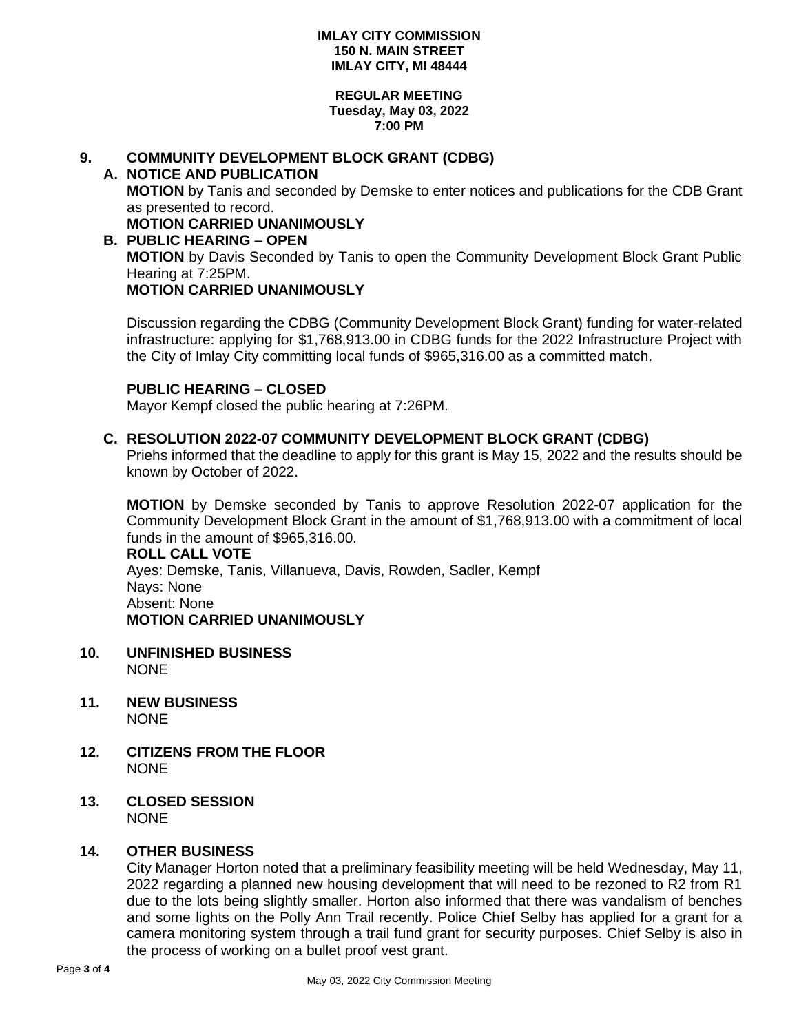**IMLAY CITY COMMISSION**
**150 N. MAIN STREET**
**IMLAY CITY, MI 48444**

**REGULAR MEETING**
**Tuesday, May 03, 2022**
**7:00 PM**

## 9. COMMUNITY DEVELOPMENT BLOCK GRANT (CDBG)

### A. NOTICE AND PUBLICATION

**MOTION** by Tanis and seconded by Demske to enter notices and publications for the CDB Grant as presented to record.

**MOTION CARRIED UNANIMOUSLY**

### B. PUBLIC HEARING – OPEN

**MOTION** by Davis Seconded by Tanis to open the Community Development Block Grant Public Hearing at 7:25PM.

**MOTION CARRIED UNANIMOUSLY**

Discussion regarding the CDBG (Community Development Block Grant) funding for water-related infrastructure: applying for $1,768,913.00 in CDBG funds for the 2022 Infrastructure Project with the City of Imlay City committing local funds of $965,316.00 as a committed match.

**PUBLIC HEARING – CLOSED**

Mayor Kempf closed the public hearing at 7:26PM.

### C. RESOLUTION 2022-07 COMMUNITY DEVELOPMENT BLOCK GRANT (CDBG)

Priehs informed that the deadline to apply for this grant is May 15, 2022 and the results should be known by October of 2022.

**MOTION** by Demske seconded by Tanis to approve Resolution 2022-07 application for the Community Development Block Grant in the amount of $1,768,913.00 with a commitment of local funds in the amount of $965,316.00.

**ROLL CALL VOTE**

Ayes: Demske, Tanis, Villanueva, Davis, Rowden, Sadler, Kempf
Nays: None
Absent: None

**MOTION CARRIED UNANIMOUSLY**

## 10. UNFINISHED BUSINESS

NONE

## 11. NEW BUSINESS

NONE

## 12. CITIZENS FROM THE FLOOR

NONE

## 13. CLOSED SESSION

NONE

## 14. OTHER BUSINESS

City Manager Horton noted that a preliminary feasibility meeting will be held Wednesday, May 11, 2022 regarding a planned new housing development that will need to be rezoned to R2 from R1 due to the lots being slightly smaller. Horton also informed that there was vandalism of benches and some lights on the Polly Ann Trail recently. Police Chief Selby has applied for a grant for a camera monitoring system through a trail fund grant for security purposes. Chief Selby is also in the process of working on a bullet proof vest grant.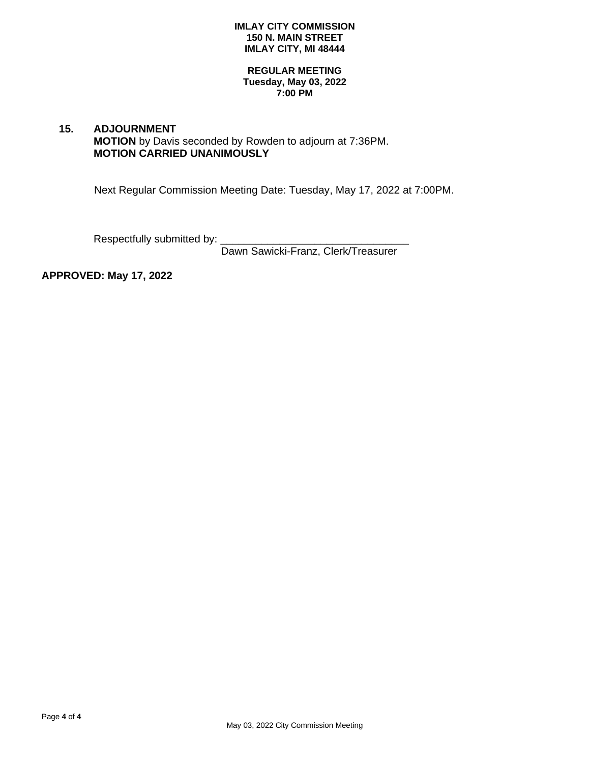**IMLAY CITY COMMISSION**
**150 N. MAIN STREET**
**IMLAY CITY, MI 48444**

**REGULAR MEETING**
**Tuesday, May 03, 2022**
**7:00 PM**

**15. ADJOURNMENT**
**MOTION** by Davis seconded by Rowden to adjourn at 7:36PM.
**MOTION CARRIED UNANIMOUSLY**

Next Regular Commission Meeting Date: Tuesday, May 17, 2022 at 7:00PM.

Respectfully submitted by: _______________________________
Dawn Sawicki-Franz, Clerk/Treasurer

**APPROVED: May 17, 2022**